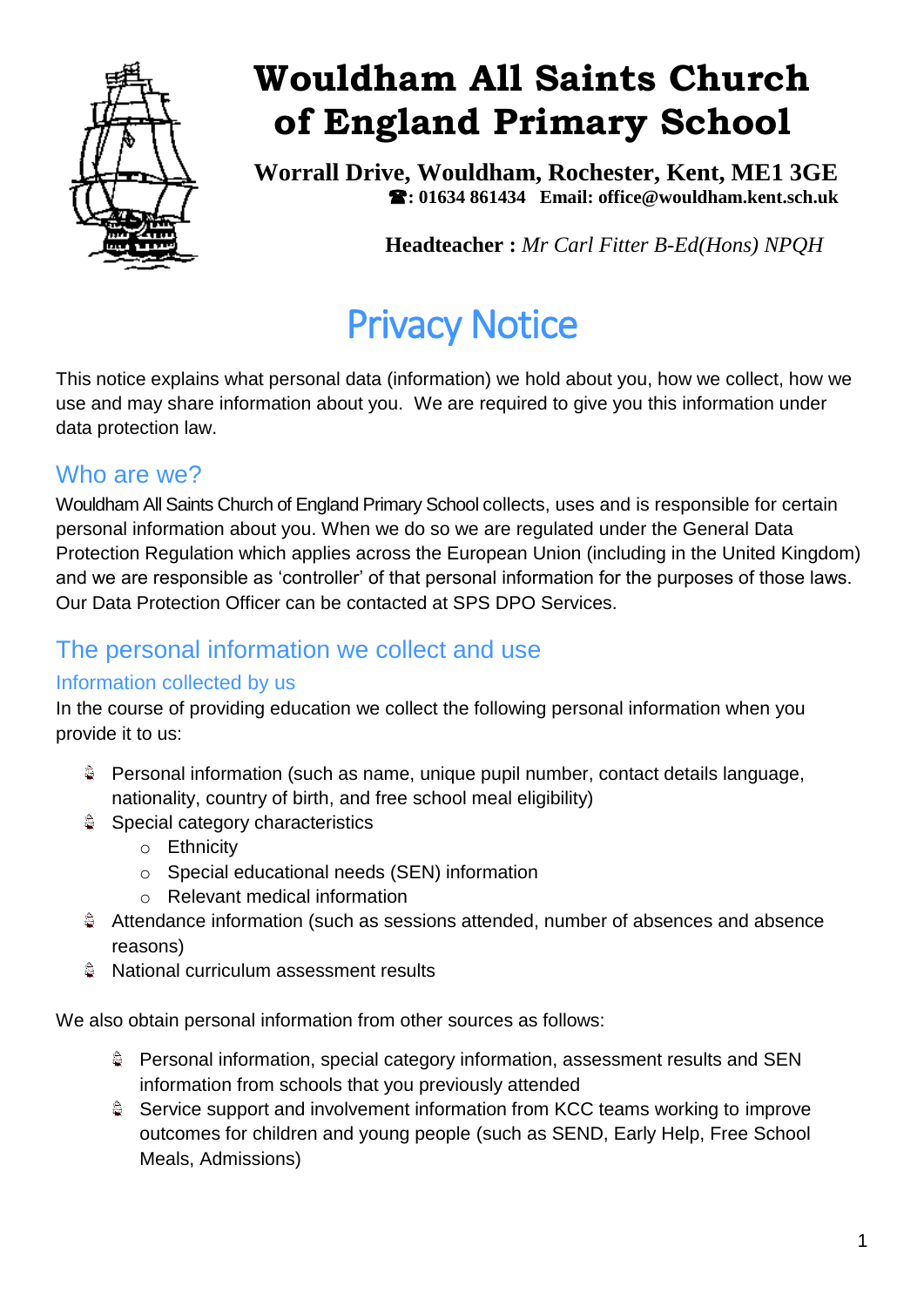# Wouldham All Saints Church of England Primary School

**Worrall Drive, Wouldham, Rochester, Kent, ME1 3GE**
**☎: 01634 861434 Email: office@wouldham.kent.sch.uk**

**Headteacher :** *Mr Carl Fitter B-Ed(Hons) NPQH*

# Privacy Notice

This notice explains what personal data (information) we hold about you, how we collect, how we use and may share information about you. We are required to give you this information under data protection law.

## Who are we?

Wouldham All Saints Church of England Primary School collects, uses and is responsible for certain personal information about you. When we do so we are regulated under the General Data Protection Regulation which applies across the European Union (including in the United Kingdom) and we are responsible as 'controller' of that personal information for the purposes of those laws. Our Data Protection Officer can be contacted at SPS DPO Services.

## The personal information we collect and use

### Information collected by us

In the course of providing education we collect the following personal information when you provide it to us:

- Personal information (such as name, unique pupil number, contact details language, nationality, country of birth, and free school meal eligibility)
- Special category characteristics
  - Ethnicity
  - Special educational needs (SEN) information
  - Relevant medical information
- Attendance information (such as sessions attended, number of absences and absence reasons)
- National curriculum assessment results

We also obtain personal information from other sources as follows:

- Personal information, special category information, assessment results and SEN information from schools that you previously attended
- Service support and involvement information from KCC teams working to improve outcomes for children and young people (such as SEND, Early Help, Free School Meals, Admissions)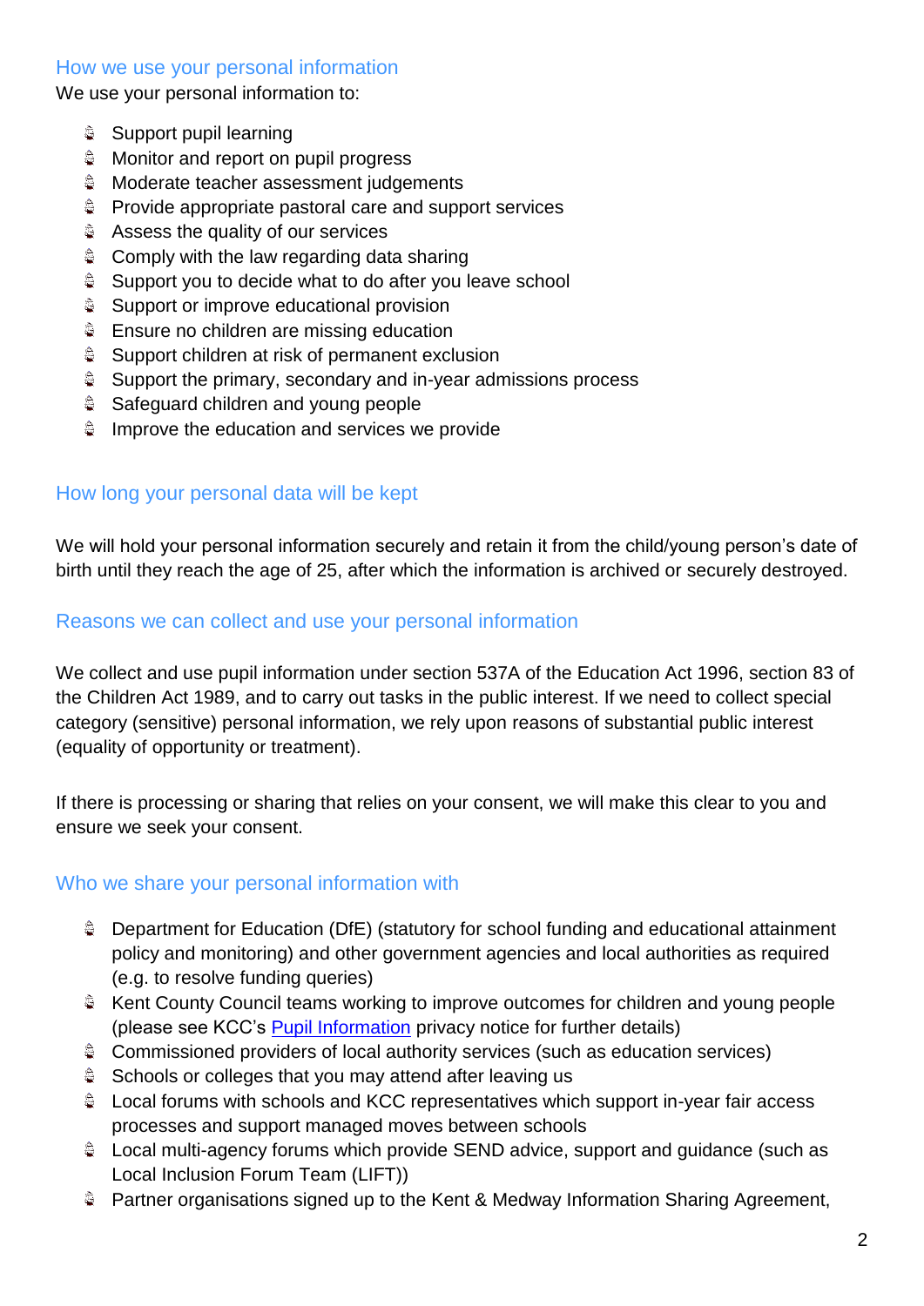## How we use your personal information

We use your personal information to:

- Support pupil learning
- Monitor and report on pupil progress
- Moderate teacher assessment judgements
- Provide appropriate pastoral care and support services
- Assess the quality of our services
- Comply with the law regarding data sharing
- Support you to decide what to do after you leave school
- Support or improve educational provision
- Ensure no children are missing education
- Support children at risk of permanent exclusion
- Support the primary, secondary and in-year admissions process
- Safeguard children and young people
- Improve the education and services we provide

## How long your personal data will be kept

We will hold your personal information securely and retain it from the child/young person's date of birth until they reach the age of 25, after which the information is archived or securely destroyed.

## Reasons we can collect and use your personal information

We collect and use pupil information under section 537A of the Education Act 1996, section 83 of the Children Act 1989, and to carry out tasks in the public interest. If we need to collect special category (sensitive) personal information, we rely upon reasons of substantial public interest (equality of opportunity or treatment).

If there is processing or sharing that relies on your consent, we will make this clear to you and ensure we seek your consent.

## Who we share your personal information with

- Department for Education (DfE) (statutory for school funding and educational attainment policy and monitoring) and other government agencies and local authorities as required (e.g. to resolve funding queries)
- Kent County Council teams working to improve outcomes for children and young people (please see KCC's Pupil Information privacy notice for further details)
- Commissioned providers of local authority services (such as education services)
- Schools or colleges that you may attend after leaving us
- Local forums with schools and KCC representatives which support in-year fair access processes and support managed moves between schools
- Local multi-agency forums which provide SEND advice, support and guidance (such as Local Inclusion Forum Team (LIFT))
- Partner organisations signed up to the Kent & Medway Information Sharing Agreement,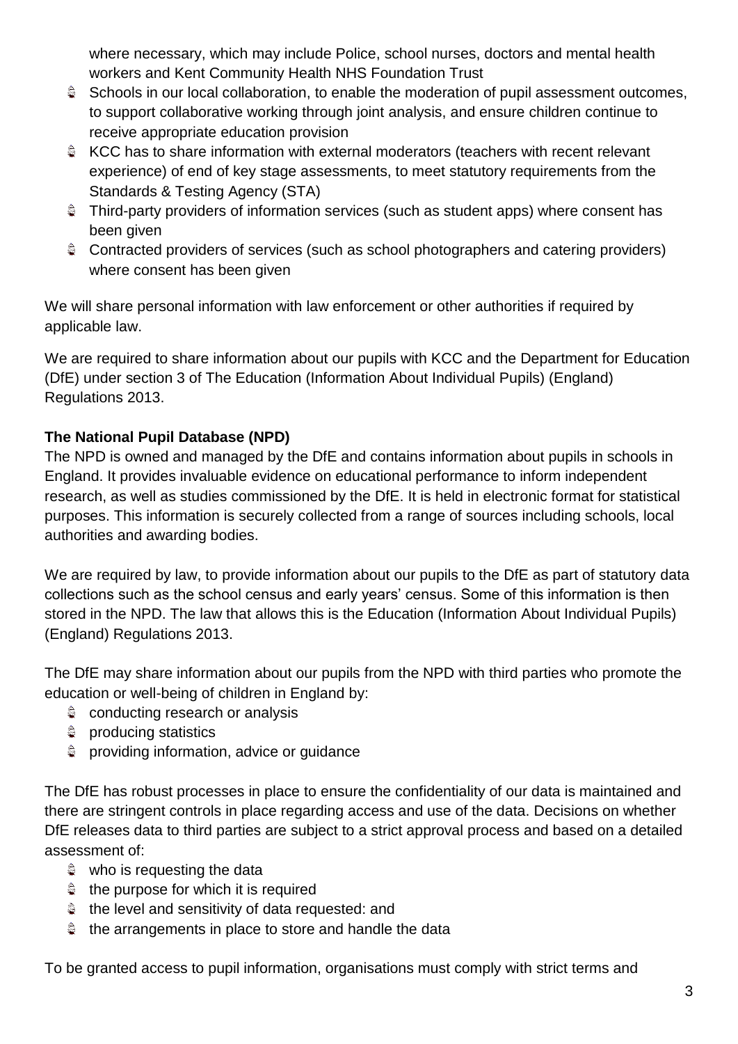where necessary, which may include Police, school nurses, doctors and mental health workers and Kent Community Health NHS Foundation Trust

- Schools in our local collaboration, to enable the moderation of pupil assessment outcomes, to support collaborative working through joint analysis, and ensure children continue to receive appropriate education provision
- KCC has to share information with external moderators (teachers with recent relevant experience) of end of key stage assessments, to meet statutory requirements from the Standards & Testing Agency (STA)
- Third-party providers of information services (such as student apps) where consent has been given
- Contracted providers of services (such as school photographers and catering providers) where consent has been given

We will share personal information with law enforcement or other authorities if required by applicable law.

We are required to share information about our pupils with KCC and the Department for Education (DfE) under section 3 of The Education (Information About Individual Pupils) (England) Regulations 2013.

**The National Pupil Database (NPD)**

The NPD is owned and managed by the DfE and contains information about pupils in schools in England. It provides invaluable evidence on educational performance to inform independent research, as well as studies commissioned by the DfE. It is held in electronic format for statistical purposes. This information is securely collected from a range of sources including schools, local authorities and awarding bodies.

We are required by law, to provide information about our pupils to the DfE as part of statutory data collections such as the school census and early years' census. Some of this information is then stored in the NPD. The law that allows this is the Education (Information About Individual Pupils) (England) Regulations 2013.

The DfE may share information about our pupils from the NPD with third parties who promote the education or well-being of children in England by:

- conducting research or analysis
- producing statistics
- providing information, advice or guidance

The DfE has robust processes in place to ensure the confidentiality of our data is maintained and there are stringent controls in place regarding access and use of the data. Decisions on whether DfE releases data to third parties are subject to a strict approval process and based on a detailed assessment of:

- who is requesting the data
- the purpose for which it is required
- the level and sensitivity of data requested: and
- the arrangements in place to store and handle the data

To be granted access to pupil information, organisations must comply with strict terms and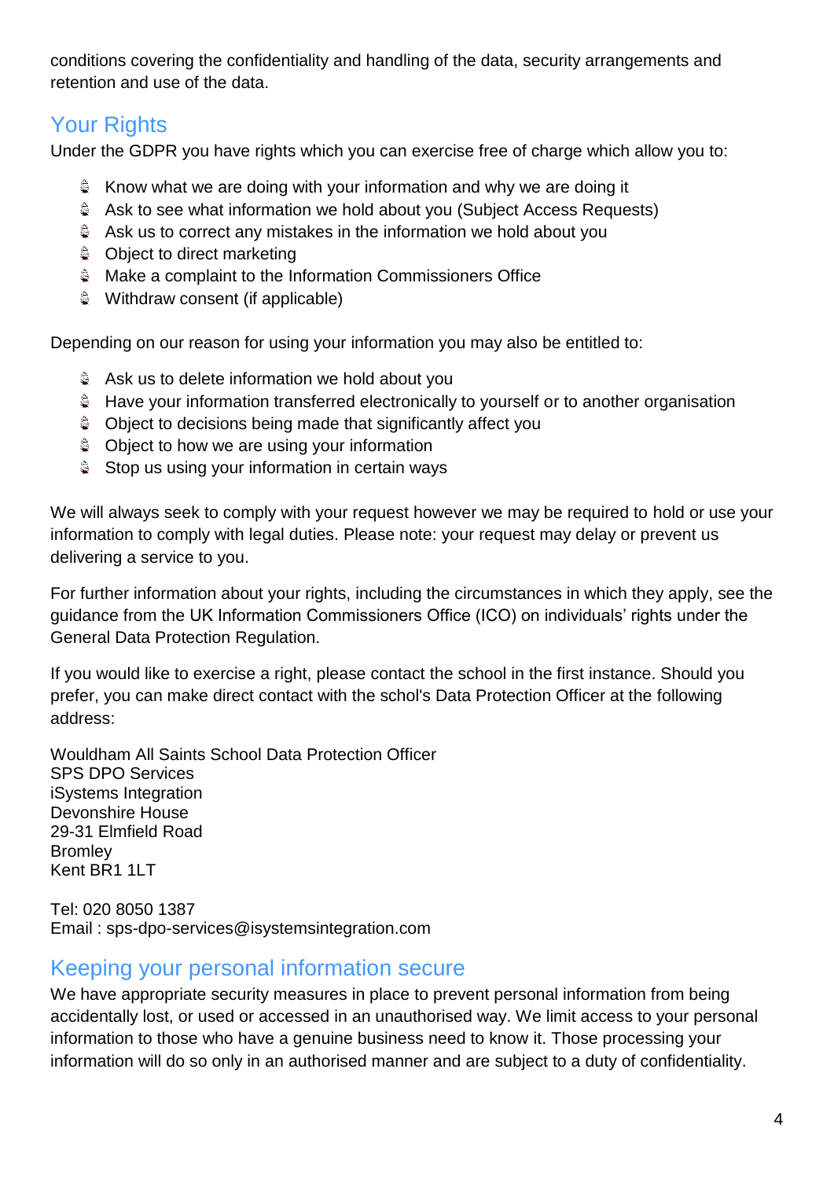conditions covering the confidentiality and handling of the data, security arrangements and retention and use of the data.

## Your Rights

Under the GDPR you have rights which you can exercise free of charge which allow you to:

- Know what we are doing with your information and why we are doing it
- Ask to see what information we hold about you (Subject Access Requests)
- Ask us to correct any mistakes in the information we hold about you
- Object to direct marketing
- Make a complaint to the Information Commissioners Office
- Withdraw consent (if applicable)

Depending on our reason for using your information you may also be entitled to:

- Ask us to delete information we hold about you
- Have your information transferred electronically to yourself or to another organisation
- Object to decisions being made that significantly affect you
- Object to how we are using your information
- Stop us using your information in certain ways

We will always seek to comply with your request however we may be required to hold or use your information to comply with legal duties. Please note: your request may delay or prevent us delivering a service to you.

For further information about your rights, including the circumstances in which they apply, see the guidance from the UK Information Commissioners Office (ICO) on individuals' rights under the General Data Protection Regulation.

If you would like to exercise a right, please contact the school in the first instance. Should you prefer, you can make direct contact with the schol's Data Protection Officer at the following address:

Wouldham All Saints School Data Protection Officer
SPS DPO Services
iSystems Integration
Devonshire House
29-31 Elmfield Road
Bromley
Kent BR1 1LT

Tel: 020 8050 1387
Email : sps-dpo-services@isystemsintegration.com

## Keeping your personal information secure

We have appropriate security measures in place to prevent personal information from being accidentally lost, or used or accessed in an unauthorised way. We limit access to your personal information to those who have a genuine business need to know it. Those processing your information will do so only in an authorised manner and are subject to a duty of confidentiality.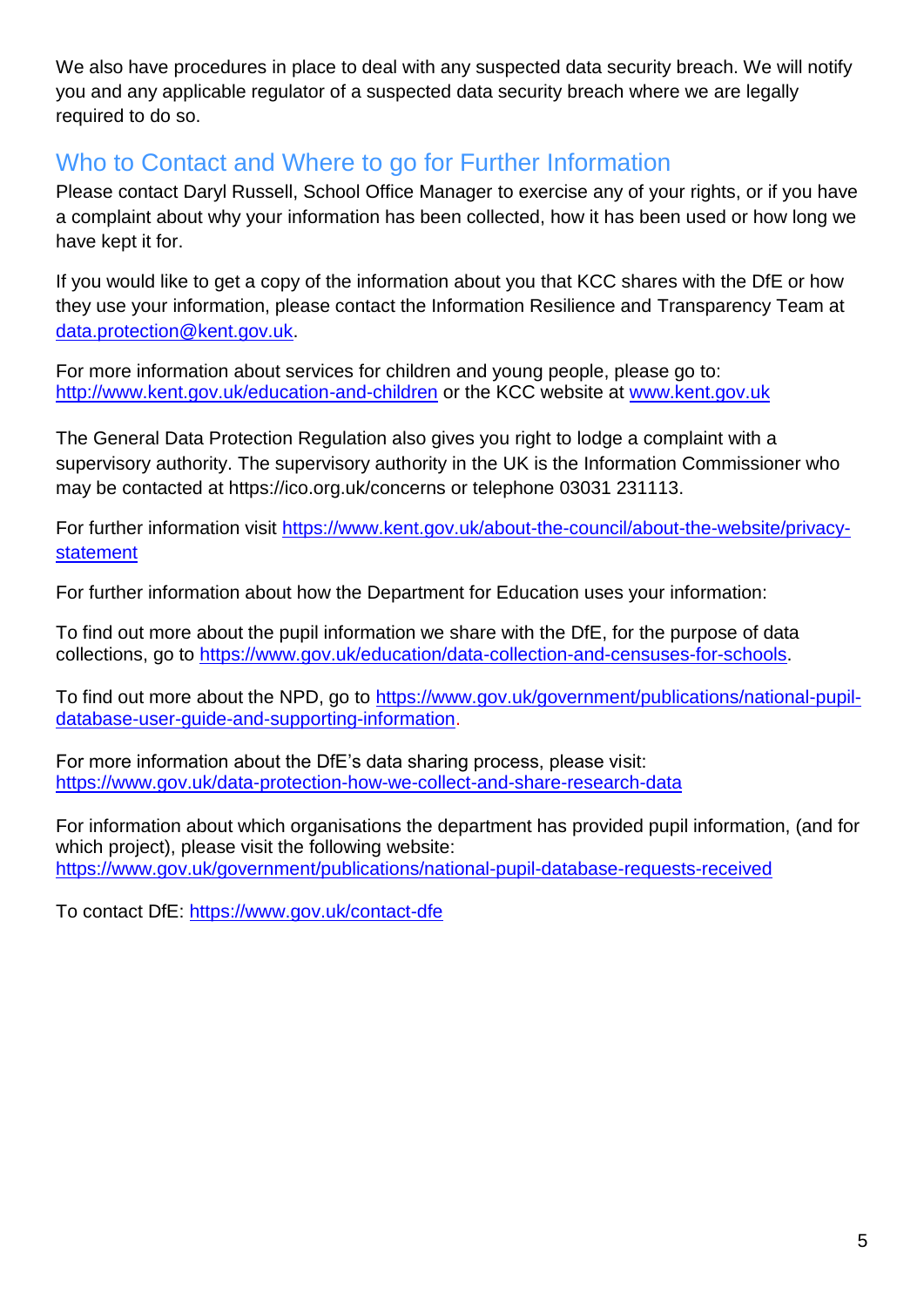We also have procedures in place to deal with any suspected data security breach. We will notify you and any applicable regulator of a suspected data security breach where we are legally required to do so.

## Who to Contact and Where to go for Further Information

Please contact Daryl Russell, School Office Manager to exercise any of your rights, or if you have a complaint about why your information has been collected, how it has been used or how long we have kept it for.

If you would like to get a copy of the information about you that KCC shares with the DfE or how they use your information, please contact the Information Resilience and Transparency Team at data.protection@kent.gov.uk.

For more information about services for children and young people, please go to: http://www.kent.gov.uk/education-and-children or the KCC website at www.kent.gov.uk

The General Data Protection Regulation also gives you right to lodge a complaint with a supervisory authority. The supervisory authority in the UK is the Information Commissioner who may be contacted at https://ico.org.uk/concerns or telephone 03031 231113.

For further information visit https://www.kent.gov.uk/about-the-council/about-the-website/privacy-statement

For further information about how the Department for Education uses your information:

To find out more about the pupil information we share with the DfE, for the purpose of data collections, go to https://www.gov.uk/education/data-collection-and-censuses-for-schools.

To find out more about the NPD, go to https://www.gov.uk/government/publications/national-pupil-database-user-guide-and-supporting-information.

For more information about the DfE's data sharing process, please visit: https://www.gov.uk/data-protection-how-we-collect-and-share-research-data

For information about which organisations the department has provided pupil information, (and for which project), please visit the following website: https://www.gov.uk/government/publications/national-pupil-database-requests-received

To contact DfE: https://www.gov.uk/contact-dfe